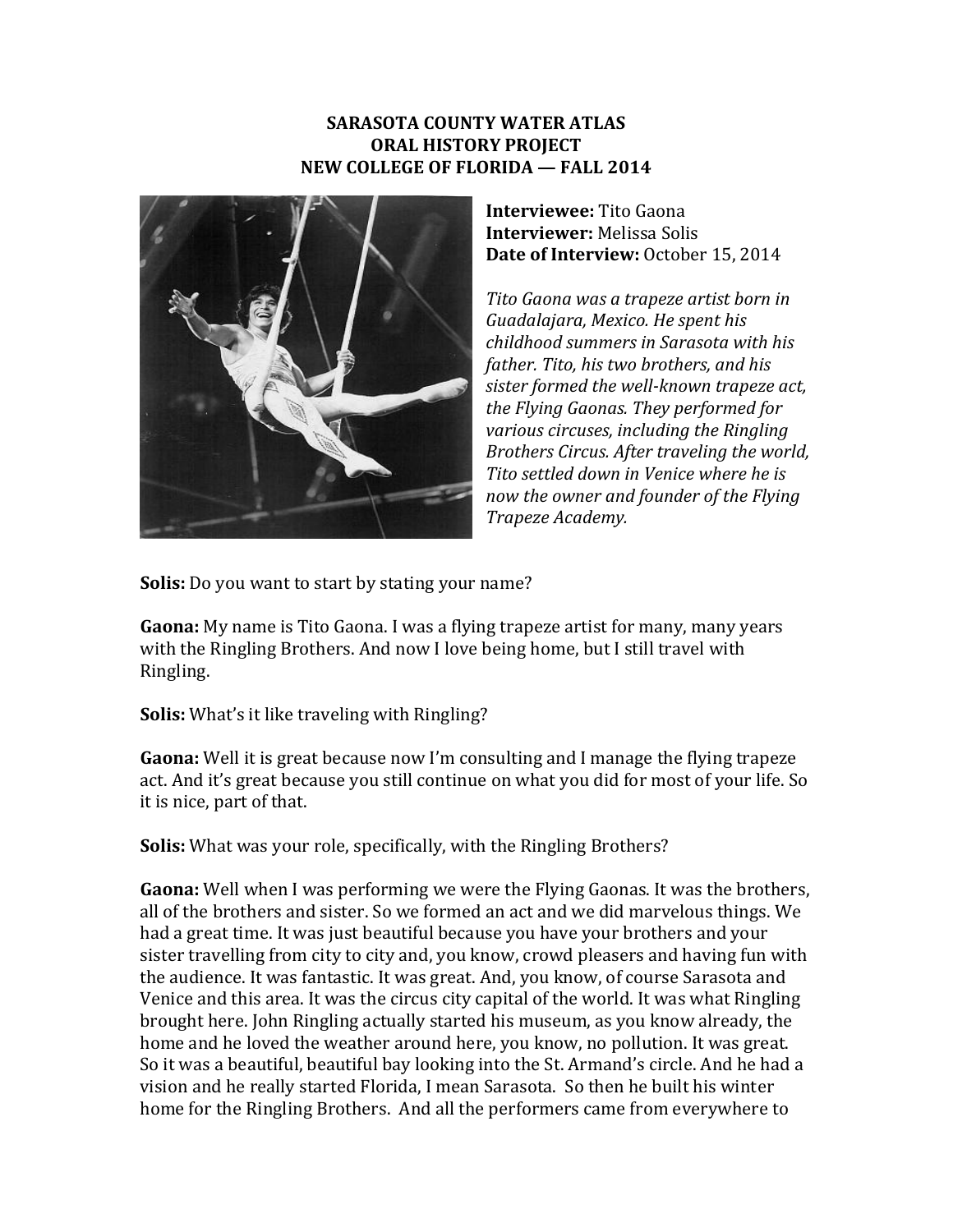# SARASOTA COUNTY WATER ATLAS
# ORAL HISTORY PROJECT
# NEW COLLEGE OF FLORIDA — FALL 2014

**Interviewee:** Tito Gaona
**Interviewer:** Melissa Solis
**Date of Interview:** October 15, 2014

*Tito Gaona was a trapeze artist born in Guadalajara, Mexico. He spent his childhood summers in Sarasota with his father. Tito, his two brothers, and his sister formed the well-known trapeze act, the Flying Gaonas. They performed for various circuses, including the Ringling Brothers Circus. After traveling the world, Tito settled down in Venice where he is now the owner and founder of the Flying Trapeze Academy.*

**Solis:** Do you want to start by stating your name?

**Gaona:** My name is Tito Gaona. I was a flying trapeze artist for many, many years with the Ringling Brothers. And now I love being home, but I still travel with Ringling.

**Solis:** What's it like traveling with Ringling?

**Gaona:** Well it is great because now I'm consulting and I manage the flying trapeze act. And it's great because you still continue on what you did for most of your life. So it is nice, part of that.

**Solis:** What was your role, specifically, with the Ringling Brothers?

**Gaona:** Well when I was performing we were the Flying Gaonas. It was the brothers, all of the brothers and sister. So we formed an act and we did marvelous things. We had a great time. It was just beautiful because you have your brothers and your sister travelling from city to city and, you know, crowd pleasers and having fun with the audience. It was fantastic. It was great. And, you know, of course Sarasota and Venice and this area. It was the circus city capital of the world. It was what Ringling brought here. John Ringling actually started his museum, as you know already, the home and he loved the weather around here, you know, no pollution. It was great. So it was a beautiful, beautiful bay looking into the St. Armand's circle. And he had a vision and he really started Florida, I mean Sarasota. So then he built his winter home for the Ringling Brothers. And all the performers came from everywhere to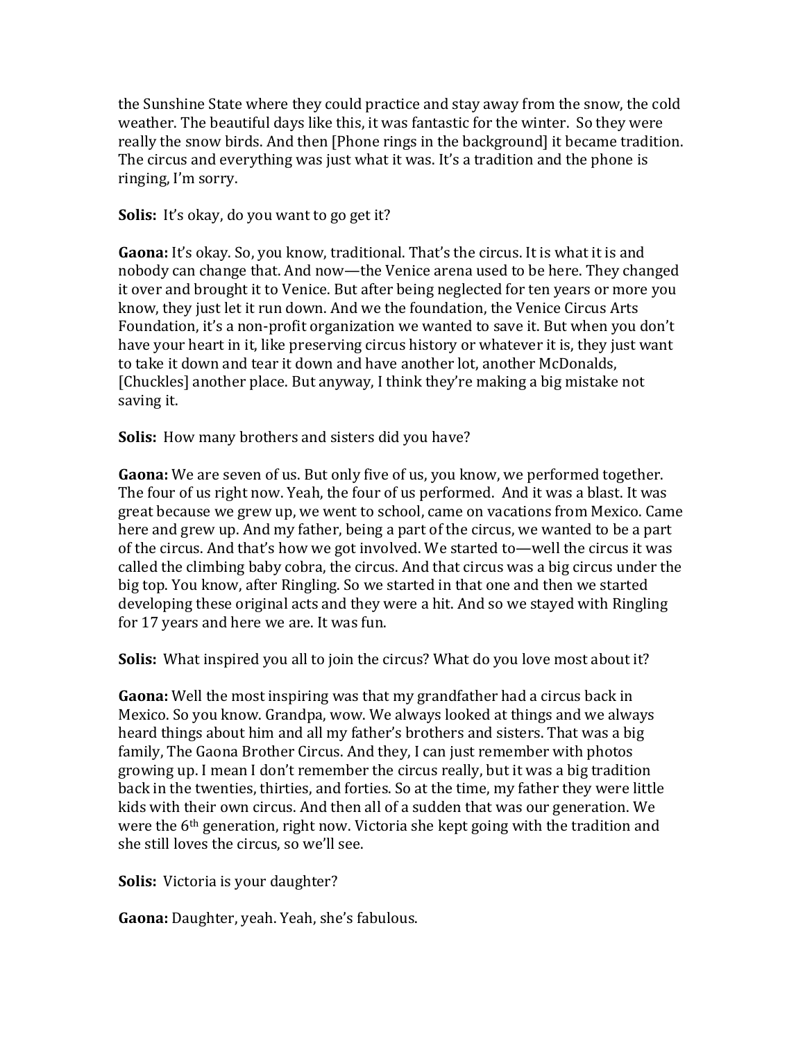the Sunshine State where they could practice and stay away from the snow, the cold weather. The beautiful days like this, it was fantastic for the winter. So they were really the snow birds. And then [Phone rings in the background] it became tradition. The circus and everything was just what it was. It's a tradition and the phone is ringing, I'm sorry.

**Solis:** It's okay, do you want to go get it?

**Gaona:** It's okay. So, you know, traditional. That's the circus. It is what it is and nobody can change that. And now—the Venice arena used to be here. They changed it over and brought it to Venice. But after being neglected for ten years or more you know, they just let it run down. And we the foundation, the Venice Circus Arts Foundation, it's a non-profit organization we wanted to save it. But when you don't have your heart in it, like preserving circus history or whatever it is, they just want to take it down and tear it down and have another lot, another McDonalds, [Chuckles] another place. But anyway, I think they're making a big mistake not saving it.

**Solis:** How many brothers and sisters did you have?

**Gaona:** We are seven of us. But only five of us, you know, we performed together. The four of us right now. Yeah, the four of us performed. And it was a blast. It was great because we grew up, we went to school, came on vacations from Mexico. Came here and grew up. And my father, being a part of the circus, we wanted to be a part of the circus. And that's how we got involved. We started to—well the circus it was called the climbing baby cobra, the circus. And that circus was a big circus under the big top. You know, after Ringling. So we started in that one and then we started developing these original acts and they were a hit. And so we stayed with Ringling for 17 years and here we are. It was fun.

**Solis:** What inspired you all to join the circus? What do you love most about it?

**Gaona:** Well the most inspiring was that my grandfather had a circus back in Mexico. So you know. Grandpa, wow. We always looked at things and we always heard things about him and all my father's brothers and sisters. That was a big family, The Gaona Brother Circus. And they, I can just remember with photos growing up. I mean I don't remember the circus really, but it was a big tradition back in the twenties, thirties, and forties. So at the time, my father they were little kids with their own circus. And then all of a sudden that was our generation. We were the 6th generation, right now. Victoria she kept going with the tradition and she still loves the circus, so we'll see.

**Solis:** Victoria is your daughter?

**Gaona:** Daughter, yeah. Yeah, she's fabulous.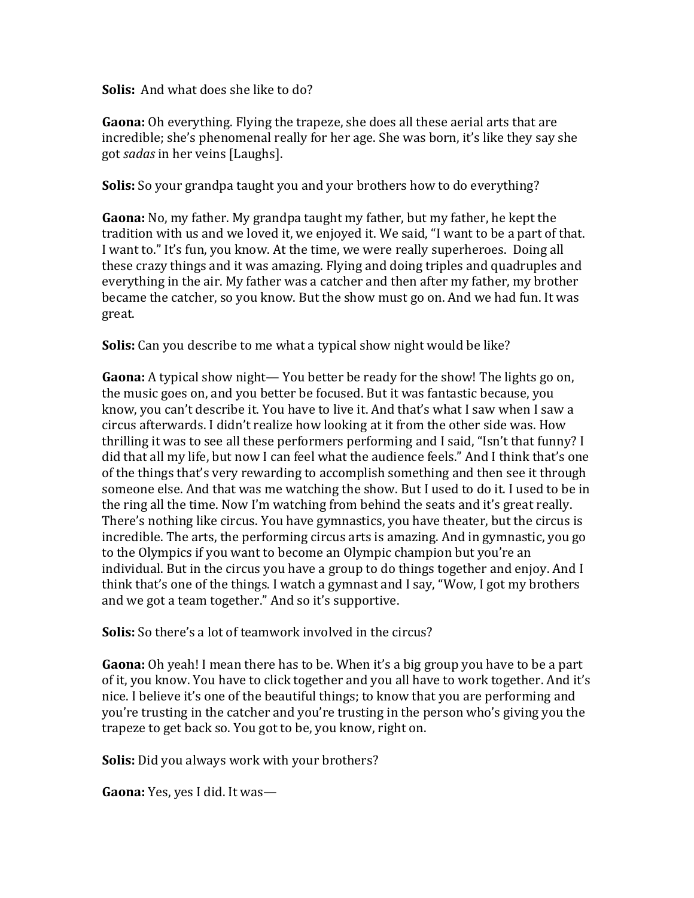**Solis:** And what does she like to do?

**Gaona:** Oh everything. Flying the trapeze, she does all these aerial arts that are incredible; she's phenomenal really for her age. She was born, it's like they say she got *sadas* in her veins [Laughs].

**Solis:** So your grandpa taught you and your brothers how to do everything?

**Gaona:** No, my father. My grandpa taught my father, but my father, he kept the tradition with us and we loved it, we enjoyed it. We said, "I want to be a part of that. I want to." It's fun, you know. At the time, we were really superheroes. Doing all these crazy things and it was amazing. Flying and doing triples and quadruples and everything in the air. My father was a catcher and then after my father, my brother became the catcher, so you know. But the show must go on. And we had fun. It was great.

**Solis:** Can you describe to me what a typical show night would be like?

**Gaona:** A typical show night— You better be ready for the show! The lights go on, the music goes on, and you better be focused. But it was fantastic because, you know, you can't describe it. You have to live it. And that's what I saw when I saw a circus afterwards. I didn't realize how looking at it from the other side was. How thrilling it was to see all these performers performing and I said, "Isn't that funny? I did that all my life, but now I can feel what the audience feels." And I think that's one of the things that's very rewarding to accomplish something and then see it through someone else. And that was me watching the show. But I used to do it. I used to be in the ring all the time. Now I'm watching from behind the seats and it's great really. There's nothing like circus. You have gymnastics, you have theater, but the circus is incredible. The arts, the performing circus arts is amazing. And in gymnastic, you go to the Olympics if you want to become an Olympic champion but you're an individual. But in the circus you have a group to do things together and enjoy. And I think that's one of the things. I watch a gymnast and I say, "Wow, I got my brothers and we got a team together." And so it's supportive.

**Solis:** So there's a lot of teamwork involved in the circus?

**Gaona:** Oh yeah! I mean there has to be. When it's a big group you have to be a part of it, you know. You have to click together and you all have to work together. And it's nice. I believe it's one of the beautiful things; to know that you are performing and you're trusting in the catcher and you're trusting in the person who's giving you the trapeze to get back so. You got to be, you know, right on.

**Solis:** Did you always work with your brothers?

**Gaona:** Yes, yes I did. It was—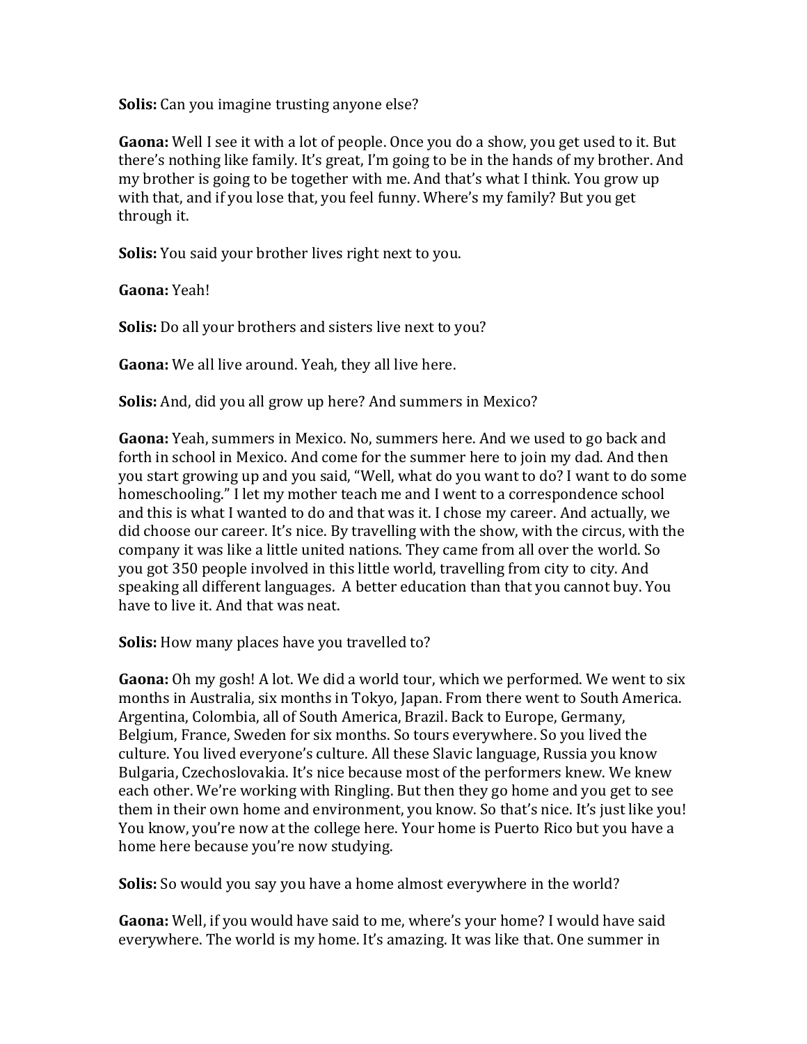**Solis:** Can you imagine trusting anyone else?

**Gaona:** Well I see it with a lot of people. Once you do a show, you get used to it. But there's nothing like family. It's great, I'm going to be in the hands of my brother. And my brother is going to be together with me. And that's what I think. You grow up with that, and if you lose that, you feel funny. Where's my family? But you get through it.

**Solis:** You said your brother lives right next to you.

**Gaona:** Yeah!

**Solis:** Do all your brothers and sisters live next to you?

**Gaona:** We all live around. Yeah, they all live here.

**Solis:** And, did you all grow up here? And summers in Mexico?

**Gaona:** Yeah, summers in Mexico. No, summers here. And we used to go back and forth in school in Mexico. And come for the summer here to join my dad. And then you start growing up and you said, "Well, what do you want to do? I want to do some homeschooling." I let my mother teach me and I went to a correspondence school and this is what I wanted to do and that was it. I chose my career. And actually, we did choose our career. It's nice. By travelling with the show, with the circus, with the company it was like a little united nations. They came from all over the world. So you got 350 people involved in this little world, travelling from city to city. And speaking all different languages. A better education than that you cannot buy. You have to live it. And that was neat.

**Solis:** How many places have you travelled to?

**Gaona:** Oh my gosh! A lot. We did a world tour, which we performed. We went to six months in Australia, six months in Tokyo, Japan. From there went to South America. Argentina, Colombia, all of South America, Brazil. Back to Europe, Germany, Belgium, France, Sweden for six months. So tours everywhere. So you lived the culture. You lived everyone's culture. All these Slavic language, Russia you know Bulgaria, Czechoslovakia. It's nice because most of the performers knew. We knew each other. We're working with Ringling. But then they go home and you get to see them in their own home and environment, you know. So that's nice. It's just like you! You know, you're now at the college here. Your home is Puerto Rico but you have a home here because you're now studying.

**Solis:** So would you say you have a home almost everywhere in the world?

**Gaona:** Well, if you would have said to me, where's your home? I would have said everywhere. The world is my home. It's amazing. It was like that. One summer in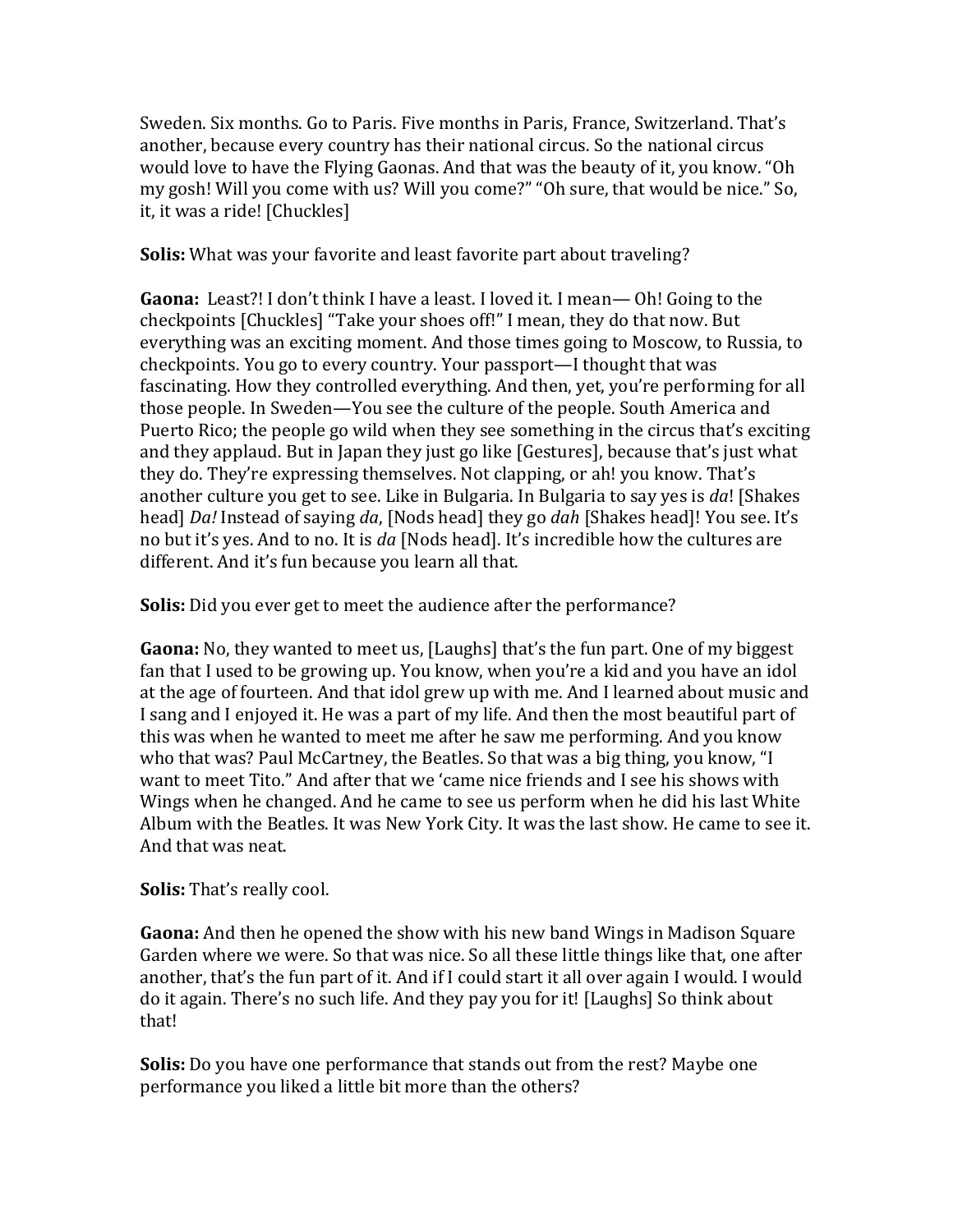Sweden. Six months. Go to Paris. Five months in Paris, France, Switzerland. That's another, because every country has their national circus. So the national circus would love to have the Flying Gaonas. And that was the beauty of it, you know. "Oh my gosh! Will you come with us? Will you come?" "Oh sure, that would be nice." So, it, it was a ride! [Chuckles]

**Solis:** What was your favorite and least favorite part about traveling?

**Gaona:** Least?! I don't think I have a least. I loved it. I mean— Oh! Going to the checkpoints [Chuckles] "Take your shoes off!" I mean, they do that now. But everything was an exciting moment. And those times going to Moscow, to Russia, to checkpoints. You go to every country. Your passport—I thought that was fascinating. How they controlled everything. And then, yet, you're performing for all those people. In Sweden—You see the culture of the people. South America and Puerto Rico; the people go wild when they see something in the circus that's exciting and they applaud. But in Japan they just go like [Gestures], because that's just what they do. They're expressing themselves. Not clapping, or ah! you know. That's another culture you get to see. Like in Bulgaria. In Bulgaria to say yes is *da*! [Shakes head] *Da!* Instead of saying *da*, [Nods head] they go *dah* [Shakes head]! You see. It's no but it's yes. And to no. It is *da* [Nods head]. It's incredible how the cultures are different. And it's fun because you learn all that.

**Solis:** Did you ever get to meet the audience after the performance?

**Gaona:** No, they wanted to meet us, [Laughs] that's the fun part. One of my biggest fan that I used to be growing up. You know, when you're a kid and you have an idol at the age of fourteen. And that idol grew up with me. And I learned about music and I sang and I enjoyed it. He was a part of my life. And then the most beautiful part of this was when he wanted to meet me after he saw me performing. And you know who that was? Paul McCartney, the Beatles. So that was a big thing, you know, "I want to meet Tito." And after that we 'came nice friends and I see his shows with Wings when he changed. And he came to see us perform when he did his last White Album with the Beatles. It was New York City. It was the last show. He came to see it. And that was neat.

**Solis:** That's really cool.

**Gaona:** And then he opened the show with his new band Wings in Madison Square Garden where we were. So that was nice. So all these little things like that, one after another, that's the fun part of it. And if I could start it all over again I would. I would do it again. There's no such life. And they pay you for it! [Laughs] So think about that!

**Solis:** Do you have one performance that stands out from the rest? Maybe one performance you liked a little bit more than the others?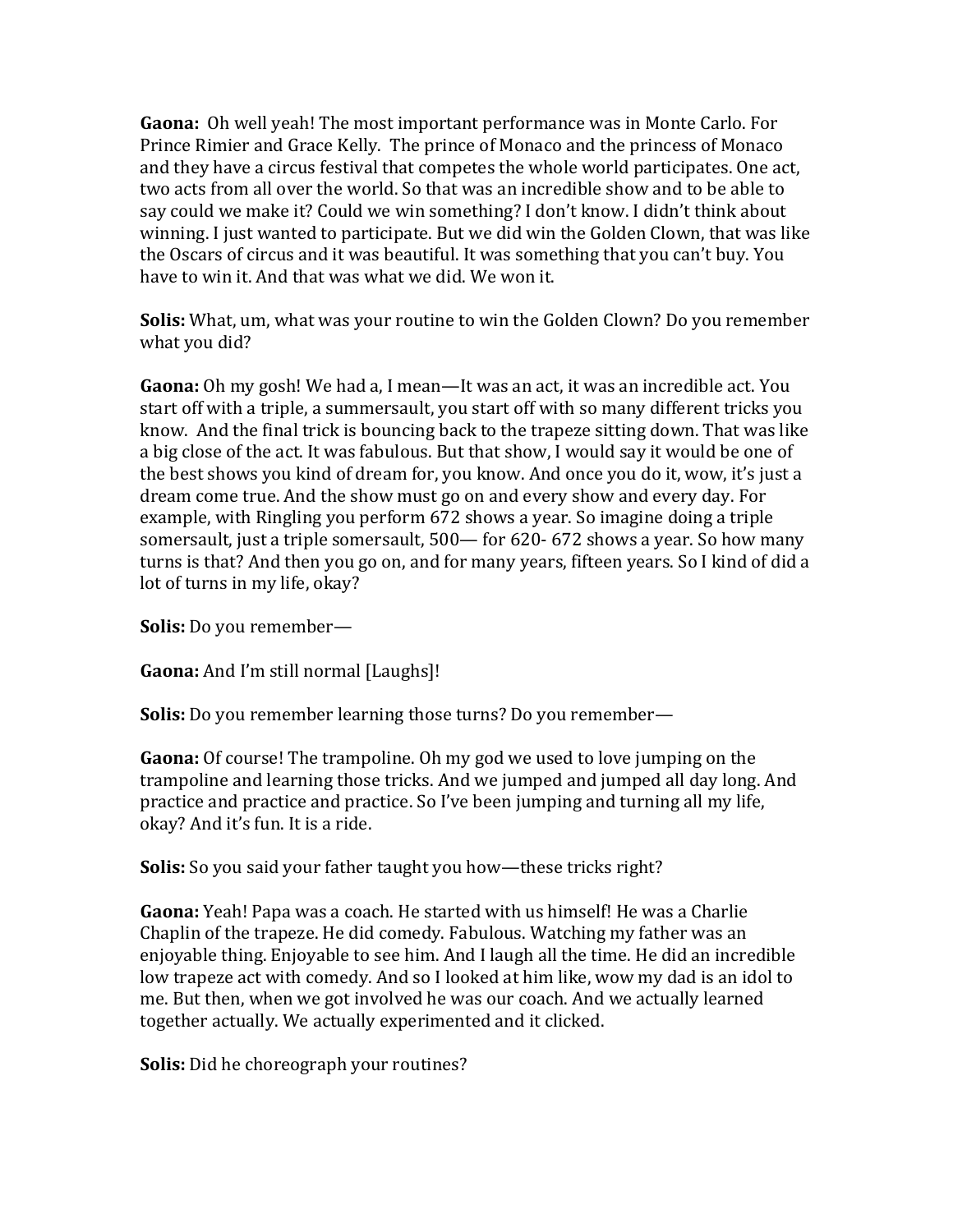**Gaona:** Oh well yeah! The most important performance was in Monte Carlo. For Prince Rimier and Grace Kelly. The prince of Monaco and the princess of Monaco and they have a circus festival that competes the whole world participates. One act, two acts from all over the world. So that was an incredible show and to be able to say could we make it? Could we win something? I don't know. I didn't think about winning. I just wanted to participate. But we did win the Golden Clown, that was like the Oscars of circus and it was beautiful. It was something that you can't buy. You have to win it. And that was what we did. We won it.

**Solis:** What, um, what was your routine to win the Golden Clown? Do you remember what you did?

**Gaona:** Oh my gosh! We had a, I mean—It was an act, it was an incredible act. You start off with a triple, a summersault, you start off with so many different tricks you know. And the final trick is bouncing back to the trapeze sitting down. That was like a big close of the act. It was fabulous. But that show, I would say it would be one of the best shows you kind of dream for, you know. And once you do it, wow, it's just a dream come true. And the show must go on and every show and every day. For example, with Ringling you perform 672 shows a year. So imagine doing a triple somersault, just a triple somersault, 500— for 620- 672 shows a year. So how many turns is that? And then you go on, and for many years, fifteen years. So I kind of did a lot of turns in my life, okay?

**Solis:** Do you remember—

**Gaona:** And I'm still normal [Laughs]!

**Solis:** Do you remember learning those turns? Do you remember—

**Gaona:** Of course! The trampoline. Oh my god we used to love jumping on the trampoline and learning those tricks. And we jumped and jumped all day long. And practice and practice and practice. So I've been jumping and turning all my life, okay? And it's fun. It is a ride.

**Solis:** So you said your father taught you how—these tricks right?

**Gaona:** Yeah! Papa was a coach. He started with us himself! He was a Charlie Chaplin of the trapeze. He did comedy. Fabulous. Watching my father was an enjoyable thing. Enjoyable to see him. And I laugh all the time. He did an incredible low trapeze act with comedy. And so I looked at him like, wow my dad is an idol to me. But then, when we got involved he was our coach. And we actually learned together actually. We actually experimented and it clicked.

**Solis:** Did he choreograph your routines?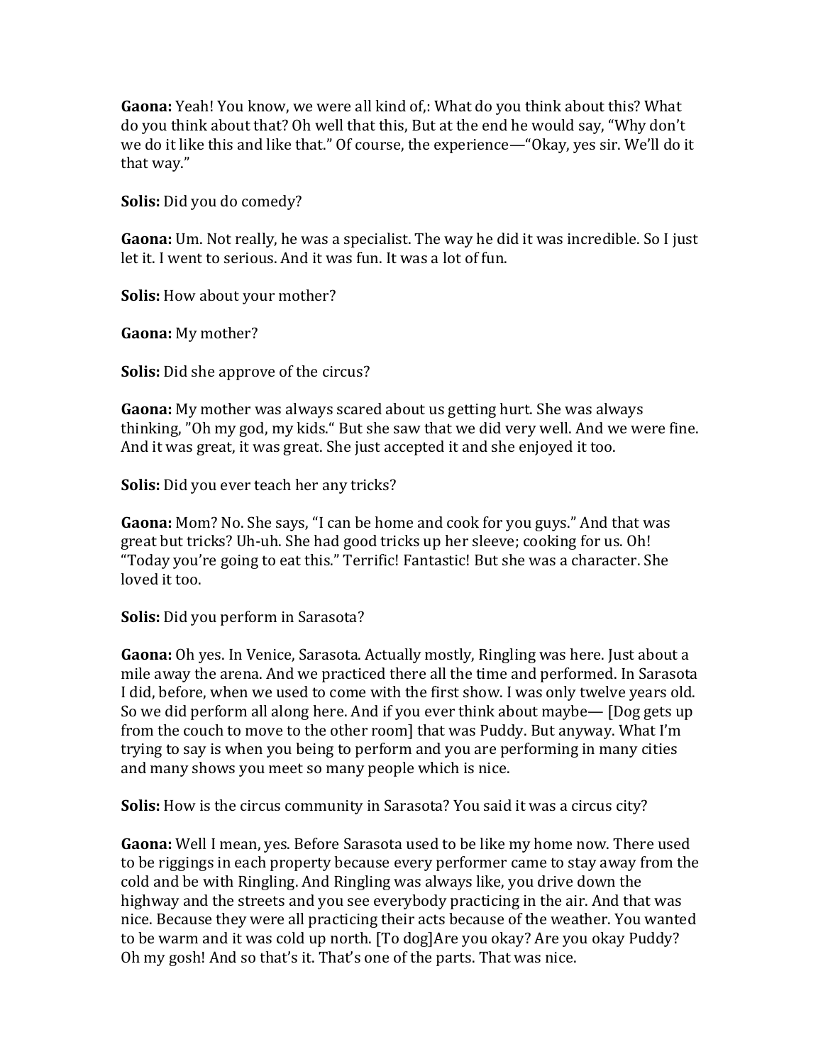**Gaona:** Yeah! You know, we were all kind of,: What do you think about this? What do you think about that? Oh well that this, But at the end he would say, "Why don't we do it like this and like that." Of course, the experience—"Okay, yes sir. We'll do it that way."

**Solis:** Did you do comedy?

**Gaona:** Um. Not really, he was a specialist. The way he did it was incredible. So I just let it. I went to serious. And it was fun. It was a lot of fun.

**Solis:** How about your mother?

**Gaona:** My mother?

**Solis:** Did she approve of the circus?

**Gaona:** My mother was always scared about us getting hurt. She was always thinking, "Oh my god, my kids." But she saw that we did very well. And we were fine. And it was great, it was great. She just accepted it and she enjoyed it too.

**Solis:** Did you ever teach her any tricks?

**Gaona:** Mom? No. She says, "I can be home and cook for you guys." And that was great but tricks? Uh-uh. She had good tricks up her sleeve; cooking for us. Oh! "Today you're going to eat this." Terrific! Fantastic! But she was a character. She loved it too.

**Solis:** Did you perform in Sarasota?

**Gaona:** Oh yes. In Venice, Sarasota. Actually mostly, Ringling was here. Just about a mile away the arena. And we practiced there all the time and performed. In Sarasota I did, before, when we used to come with the first show. I was only twelve years old. So we did perform all along here. And if you ever think about maybe— [Dog gets up from the couch to move to the other room] that was Puddy. But anyway. What I'm trying to say is when you being to perform and you are performing in many cities and many shows you meet so many people which is nice.

**Solis:** How is the circus community in Sarasota? You said it was a circus city?

**Gaona:** Well I mean, yes. Before Sarasota used to be like my home now. There used to be riggings in each property because every performer came to stay away from the cold and be with Ringling. And Ringling was always like, you drive down the highway and the streets and you see everybody practicing in the air. And that was nice. Because they were all practicing their acts because of the weather. You wanted to be warm and it was cold up north. [To dog]Are you okay? Are you okay Puddy? Oh my gosh! And so that's it. That's one of the parts. That was nice.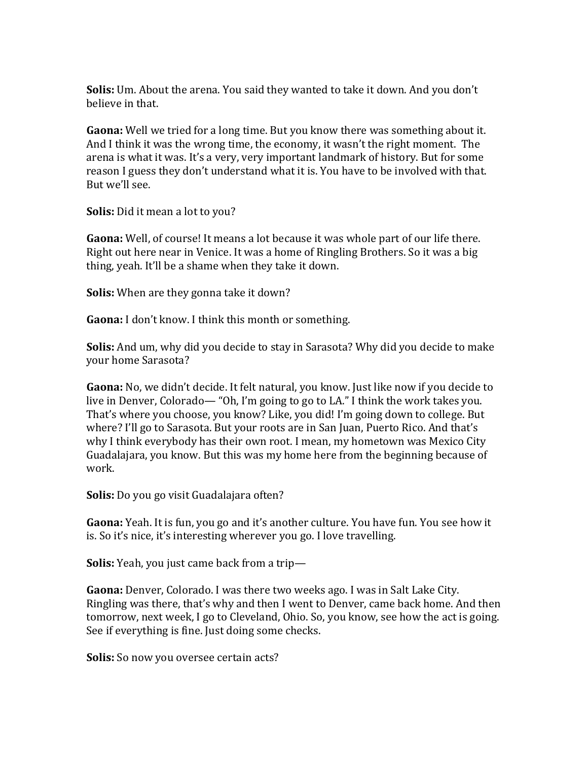**Solis:** Um. About the arena. You said they wanted to take it down. And you don't believe in that.

**Gaona:** Well we tried for a long time. But you know there was something about it. And I think it was the wrong time, the economy, it wasn't the right moment. The arena is what it was. It's a very, very important landmark of history. But for some reason I guess they don't understand what it is. You have to be involved with that. But we'll see.

**Solis:** Did it mean a lot to you?

**Gaona:** Well, of course! It means a lot because it was whole part of our life there. Right out here near in Venice. It was a home of Ringling Brothers. So it was a big thing, yeah. It'll be a shame when they take it down.

**Solis:** When are they gonna take it down?

**Gaona:** I don't know. I think this month or something.

**Solis:** And um, why did you decide to stay in Sarasota? Why did you decide to make your home Sarasota?

**Gaona:** No, we didn't decide. It felt natural, you know. Just like now if you decide to live in Denver, Colorado— "Oh, I'm going to go to LA." I think the work takes you. That's where you choose, you know? Like, you did! I'm going down to college. But where? I'll go to Sarasota. But your roots are in San Juan, Puerto Rico. And that's why I think everybody has their own root. I mean, my hometown was Mexico City Guadalajara, you know. But this was my home here from the beginning because of work.

**Solis:** Do you go visit Guadalajara often?

**Gaona:** Yeah. It is fun, you go and it's another culture. You have fun. You see how it is. So it's nice, it's interesting wherever you go. I love travelling.

**Solis:** Yeah, you just came back from a trip—

**Gaona:** Denver, Colorado. I was there two weeks ago. I was in Salt Lake City. Ringling was there, that's why and then I went to Denver, came back home. And then tomorrow, next week, I go to Cleveland, Ohio. So, you know, see how the act is going. See if everything is fine. Just doing some checks.

**Solis:** So now you oversee certain acts?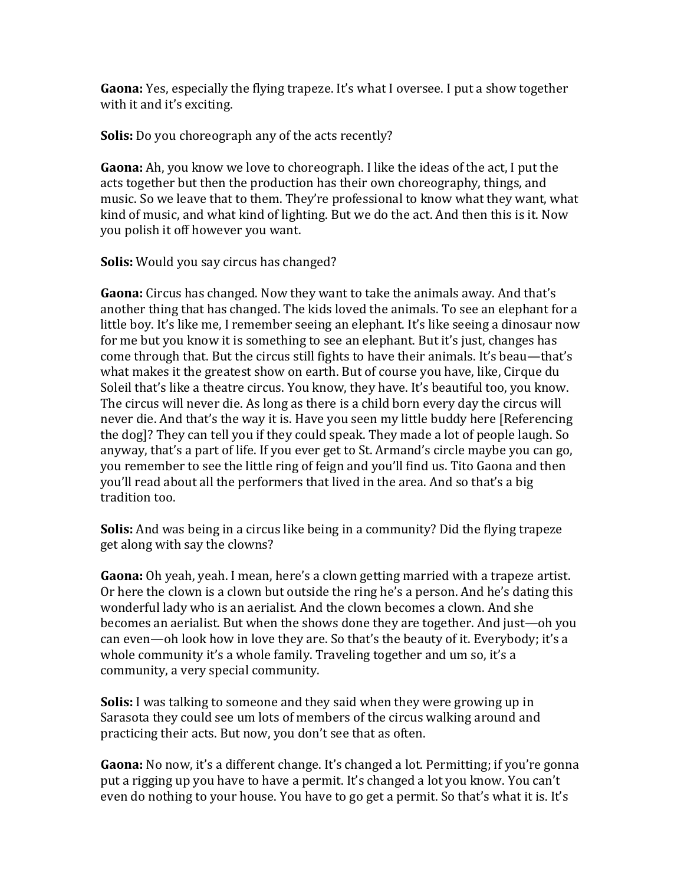**Gaona:** Yes, especially the flying trapeze. It's what I oversee. I put a show together with it and it's exciting.

**Solis:** Do you choreograph any of the acts recently?

**Gaona:** Ah, you know we love to choreograph. I like the ideas of the act, I put the acts together but then the production has their own choreography, things, and music. So we leave that to them. They're professional to know what they want, what kind of music, and what kind of lighting. But we do the act. And then this is it. Now you polish it off however you want.

**Solis:** Would you say circus has changed?

**Gaona:** Circus has changed. Now they want to take the animals away. And that's another thing that has changed. The kids loved the animals. To see an elephant for a little boy. It's like me, I remember seeing an elephant. It's like seeing a dinosaur now for me but you know it is something to see an elephant. But it's just, changes has come through that. But the circus still fights to have their animals. It's beau—that's what makes it the greatest show on earth. But of course you have, like, Cirque du Soleil that's like a theatre circus. You know, they have. It's beautiful too, you know. The circus will never die. As long as there is a child born every day the circus will never die. And that's the way it is. Have you seen my little buddy here [Referencing the dog]? They can tell you if they could speak. They made a lot of people laugh. So anyway, that's a part of life. If you ever get to St. Armand's circle maybe you can go, you remember to see the little ring of feign and you'll find us. Tito Gaona and then you'll read about all the performers that lived in the area. And so that's a big tradition too.

**Solis:** And was being in a circus like being in a community? Did the flying trapeze get along with say the clowns?

**Gaona:** Oh yeah, yeah. I mean, here's a clown getting married with a trapeze artist. Or here the clown is a clown but outside the ring he's a person. And he's dating this wonderful lady who is an aerialist. And the clown becomes a clown. And she becomes an aerialist. But when the shows done they are together. And just—oh you can even—oh look how in love they are. So that's the beauty of it. Everybody; it's a whole community it's a whole family. Traveling together and um so, it's a community, a very special community.

**Solis:** I was talking to someone and they said when they were growing up in Sarasota they could see um lots of members of the circus walking around and practicing their acts. But now, you don't see that as often.

**Gaona:** No now, it's a different change. It's changed a lot. Permitting; if you're gonna put a rigging up you have to have a permit. It's changed a lot you know. You can't even do nothing to your house. You have to go get a permit. So that's what it is. It's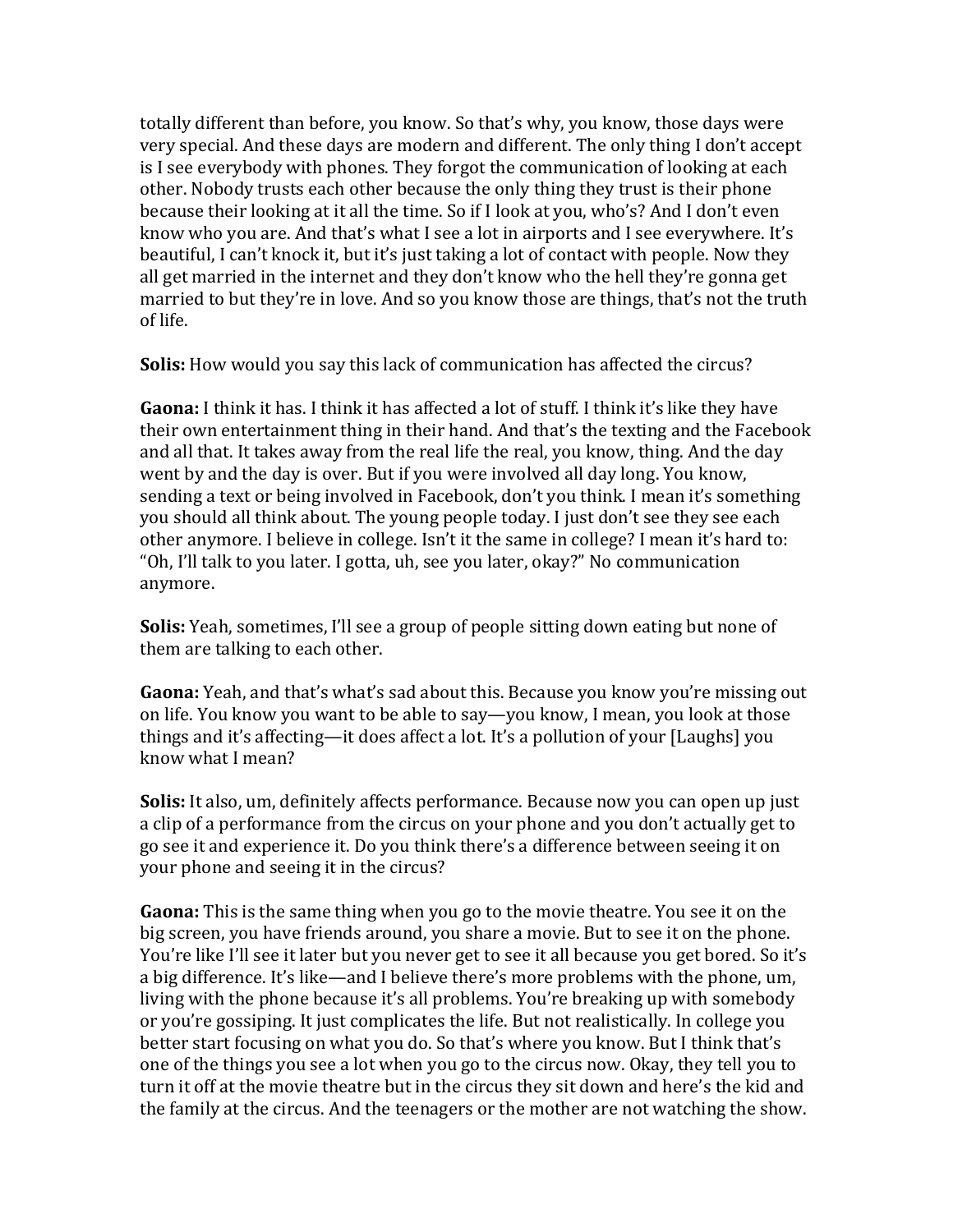totally different than before, you know. So that's why, you know, those days were very special. And these days are modern and different. The only thing I don't accept is I see everybody with phones. They forgot the communication of looking at each other. Nobody trusts each other because the only thing they trust is their phone because their looking at it all the time. So if I look at you, who's? And I don't even know who you are. And that's what I see a lot in airports and I see everywhere. It's beautiful, I can't knock it, but it's just taking a lot of contact with people. Now they all get married in the internet and they don't know who the hell they're gonna get married to but they're in love. And so you know those are things, that's not the truth of life.

**Solis:** How would you say this lack of communication has affected the circus?

**Gaona:** I think it has. I think it has affected a lot of stuff. I think it's like they have their own entertainment thing in their hand. And that's the texting and the Facebook and all that. It takes away from the real life the real, you know, thing. And the day went by and the day is over. But if you were involved all day long. You know, sending a text or being involved in Facebook, don't you think. I mean it's something you should all think about. The young people today. I just don't see they see each other anymore. I believe in college. Isn't it the same in college? I mean it's hard to: "Oh, I'll talk to you later. I gotta, uh, see you later, okay?" No communication anymore.

**Solis:** Yeah, sometimes, I'll see a group of people sitting down eating but none of them are talking to each other.

**Gaona:** Yeah, and that's what's sad about this. Because you know you're missing out on life. You know you want to be able to say—you know, I mean, you look at those things and it's affecting—it does affect a lot. It's a pollution of your [Laughs] you know what I mean?

**Solis:** It also, um, definitely affects performance. Because now you can open up just a clip of a performance from the circus on your phone and you don't actually get to go see it and experience it. Do you think there's a difference between seeing it on your phone and seeing it in the circus?

**Gaona:** This is the same thing when you go to the movie theatre. You see it on the big screen, you have friends around, you share a movie. But to see it on the phone. You're like I'll see it later but you never get to see it all because you get bored. So it's a big difference. It's like—and I believe there's more problems with the phone, um, living with the phone because it's all problems. You're breaking up with somebody or you're gossiping. It just complicates the life. But not realistically. In college you better start focusing on what you do. So that's where you know. But I think that's one of the things you see a lot when you go to the circus now. Okay, they tell you to turn it off at the movie theatre but in the circus they sit down and here's the kid and the family at the circus. And the teenagers or the mother are not watching the show.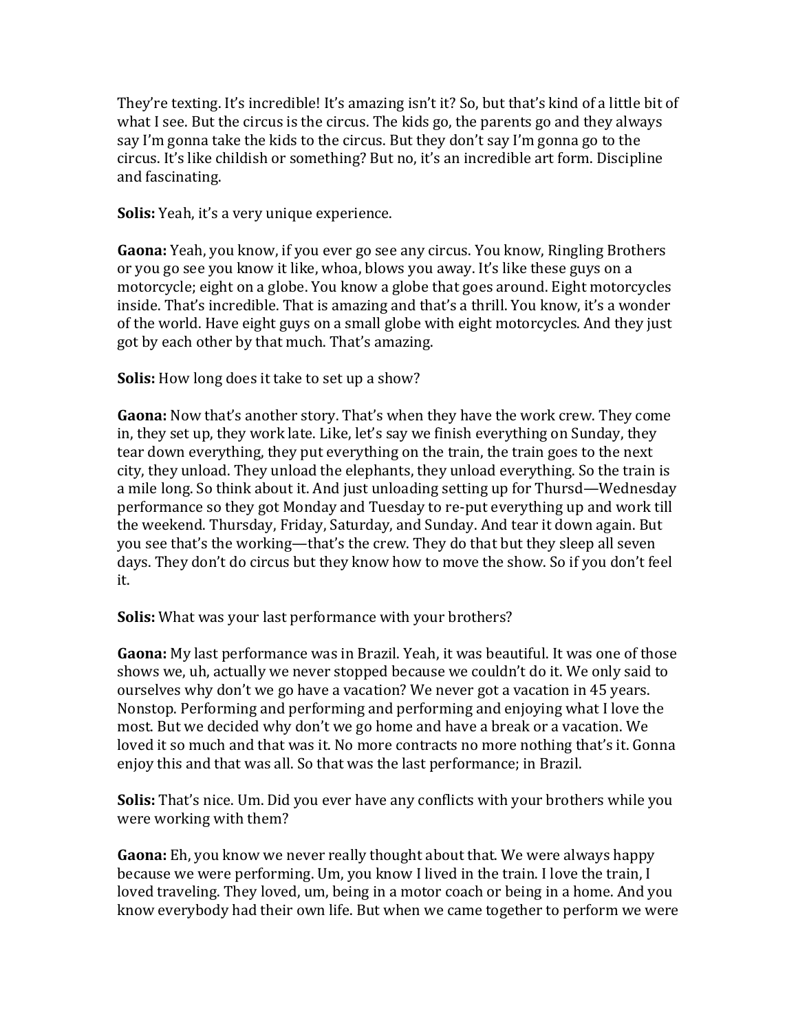They're texting. It's incredible! It's amazing isn't it? So, but that's kind of a little bit of what I see. But the circus is the circus. The kids go, the parents go and they always say I'm gonna take the kids to the circus. But they don't say I'm gonna go to the circus. It's like childish or something? But no, it's an incredible art form. Discipline and fascinating.

**Solis:** Yeah, it's a very unique experience.

**Gaona:** Yeah, you know, if you ever go see any circus. You know, Ringling Brothers or you go see you know it like, whoa, blows you away. It's like these guys on a motorcycle; eight on a globe. You know a globe that goes around. Eight motorcycles inside. That's incredible. That is amazing and that's a thrill. You know, it's a wonder of the world. Have eight guys on a small globe with eight motorcycles. And they just got by each other by that much. That's amazing.

**Solis:** How long does it take to set up a show?

**Gaona:** Now that's another story. That's when they have the work crew. They come in, they set up, they work late. Like, let's say we finish everything on Sunday, they tear down everything, they put everything on the train, the train goes to the next city, they unload. They unload the elephants, they unload everything. So the train is a mile long. So think about it. And just unloading setting up for Thursd—Wednesday performance so they got Monday and Tuesday to re-put everything up and work till the weekend. Thursday, Friday, Saturday, and Sunday. And tear it down again. But you see that's the working—that's the crew. They do that but they sleep all seven days. They don't do circus but they know how to move the show. So if you don't feel it.

**Solis:** What was your last performance with your brothers?

**Gaona:** My last performance was in Brazil. Yeah, it was beautiful. It was one of those shows we, uh, actually we never stopped because we couldn't do it. We only said to ourselves why don't we go have a vacation? We never got a vacation in 45 years. Nonstop. Performing and performing and performing and enjoying what I love the most. But we decided why don't we go home and have a break or a vacation. We loved it so much and that was it. No more contracts no more nothing that's it. Gonna enjoy this and that was all. So that was the last performance; in Brazil.

**Solis:** That's nice. Um. Did you ever have any conflicts with your brothers while you were working with them?

**Gaona:** Eh, you know we never really thought about that. We were always happy because we were performing. Um, you know I lived in the train. I love the train, I loved traveling. They loved, um, being in a motor coach or being in a home. And you know everybody had their own life. But when we came together to perform we were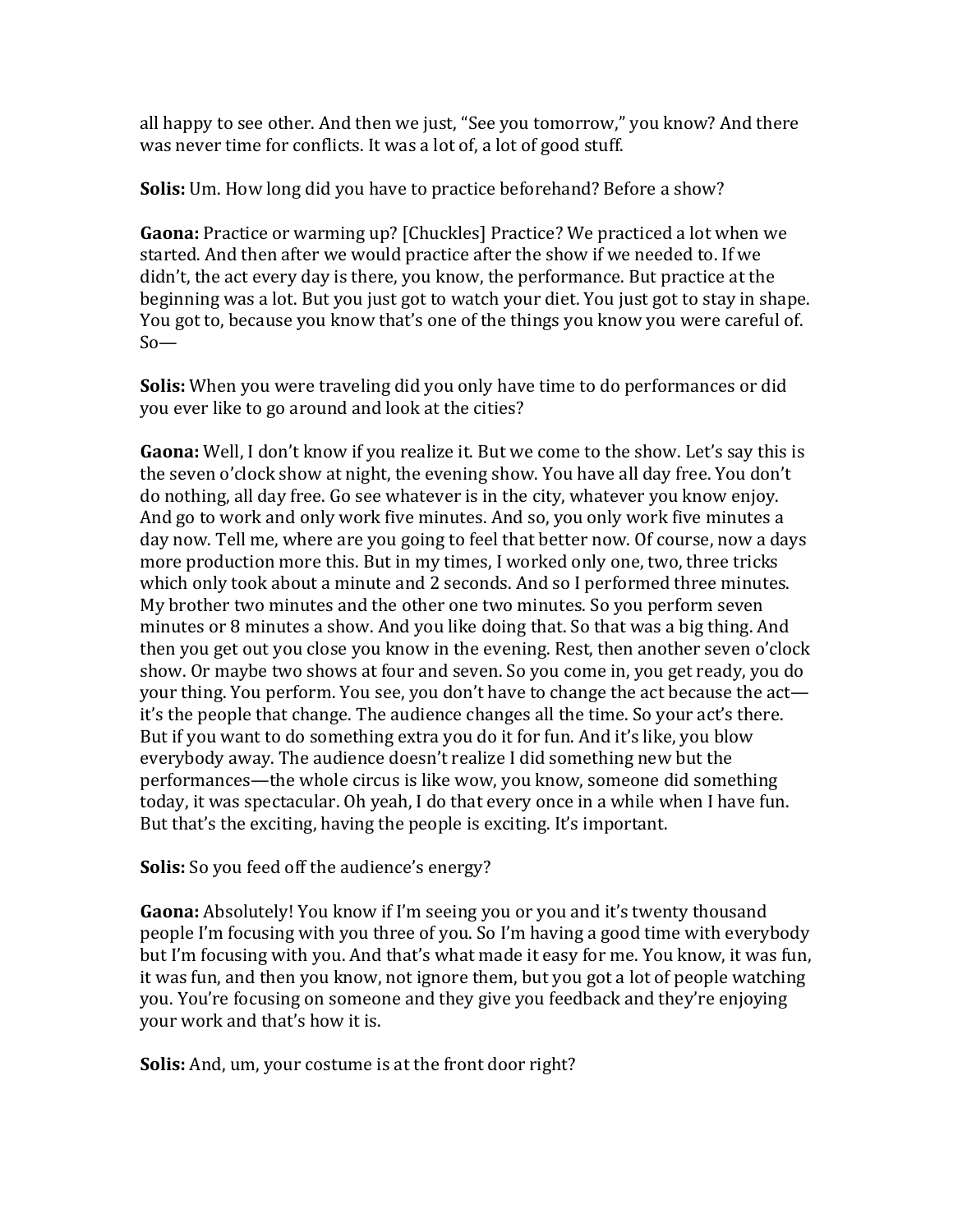all happy to see other. And then we just, "See you tomorrow," you know? And there was never time for conflicts. It was a lot of, a lot of good stuff.

**Solis:** Um. How long did you have to practice beforehand? Before a show?

**Gaona:** Practice or warming up? [Chuckles] Practice? We practiced a lot when we started. And then after we would practice after the show if we needed to. If we didn't, the act every day is there, you know, the performance. But practice at the beginning was a lot. But you just got to watch your diet. You just got to stay in shape. You got to, because you know that's one of the things you know you were careful of. So—

**Solis:** When you were traveling did you only have time to do performances or did you ever like to go around and look at the cities?

**Gaona:** Well, I don't know if you realize it. But we come to the show. Let's say this is the seven o'clock show at night, the evening show. You have all day free. You don't do nothing, all day free. Go see whatever is in the city, whatever you know enjoy. And go to work and only work five minutes. And so, you only work five minutes a day now. Tell me, where are you going to feel that better now. Of course, now a days more production more this. But in my times, I worked only one, two, three tricks which only took about a minute and 2 seconds. And so I performed three minutes. My brother two minutes and the other one two minutes. So you perform seven minutes or 8 minutes a show. And you like doing that. So that was a big thing. And then you get out you close you know in the evening. Rest, then another seven o'clock show. Or maybe two shows at four and seven. So you come in, you get ready, you do your thing. You perform. You see, you don't have to change the act because the act—it's the people that change. The audience changes all the time. So your act's there. But if you want to do something extra you do it for fun. And it's like, you blow everybody away. The audience doesn't realize I did something new but the performances—the whole circus is like wow, you know, someone did something today, it was spectacular. Oh yeah, I do that every once in a while when I have fun. But that's the exciting, having the people is exciting. It's important.

**Solis:** So you feed off the audience's energy?

**Gaona:** Absolutely! You know if I'm seeing you or you and it's twenty thousand people I'm focusing with you three of you. So I'm having a good time with everybody but I'm focusing with you. And that's what made it easy for me. You know, it was fun, it was fun, and then you know, not ignore them, but you got a lot of people watching you. You're focusing on someone and they give you feedback and they're enjoying your work and that's how it is.

**Solis:** And, um, your costume is at the front door right?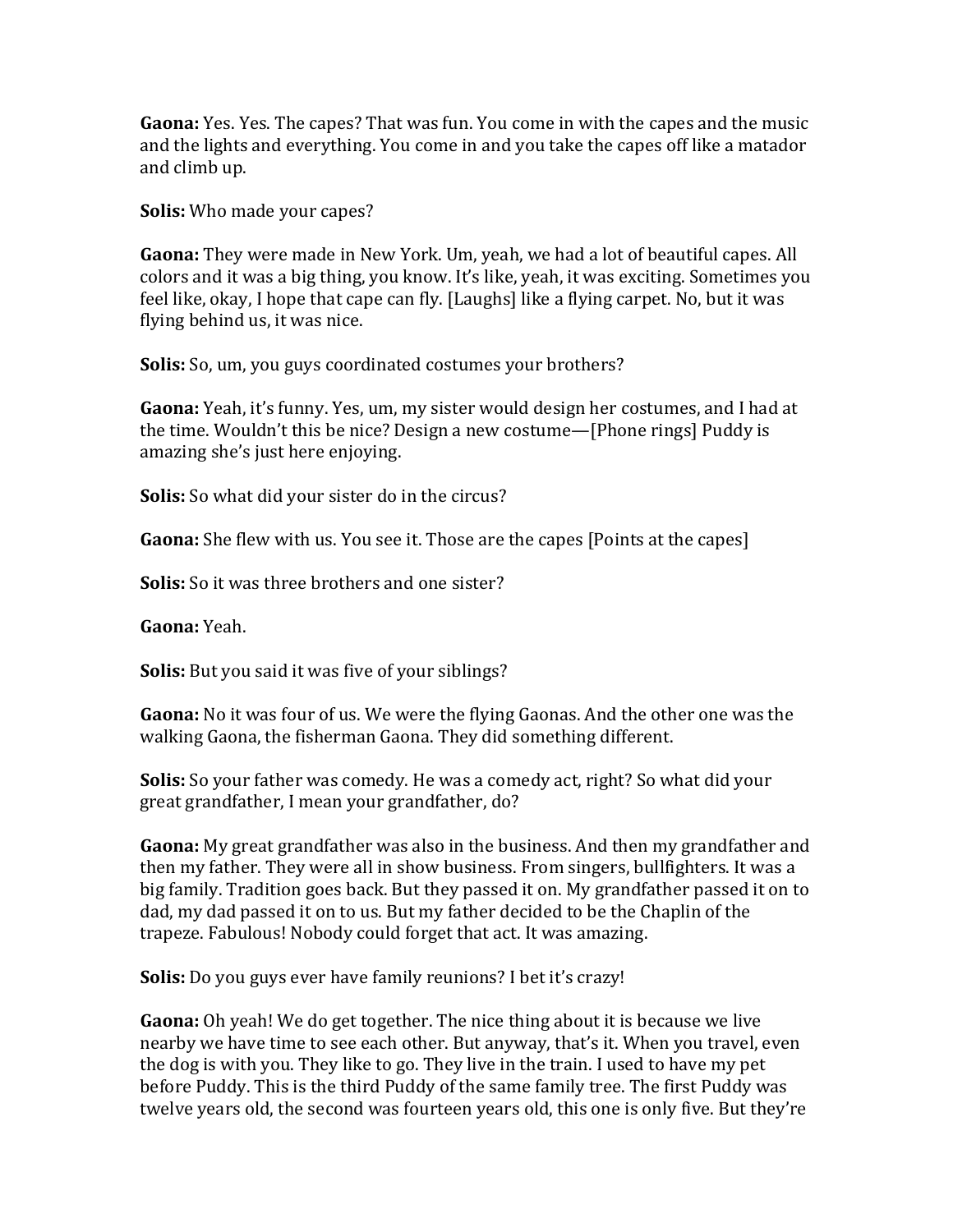**Gaona:** Yes. Yes. The capes? That was fun. You come in with the capes and the music and the lights and everything. You come in and you take the capes off like a matador and climb up.

**Solis:** Who made your capes?

**Gaona:** They were made in New York. Um, yeah, we had a lot of beautiful capes. All colors and it was a big thing, you know. It's like, yeah, it was exciting. Sometimes you feel like, okay, I hope that cape can fly. [Laughs] like a flying carpet. No, but it was flying behind us, it was nice.

**Solis:** So, um, you guys coordinated costumes your brothers?

**Gaona:** Yeah, it's funny. Yes, um, my sister would design her costumes, and I had at the time. Wouldn't this be nice? Design a new costume—[Phone rings] Puddy is amazing she's just here enjoying.

**Solis:** So what did your sister do in the circus?

**Gaona:** She flew with us. You see it. Those are the capes [Points at the capes]

**Solis:** So it was three brothers and one sister?

**Gaona:** Yeah.

**Solis:** But you said it was five of your siblings?

**Gaona:** No it was four of us. We were the flying Gaonas. And the other one was the walking Gaona, the fisherman Gaona. They did something different.

**Solis:** So your father was comedy. He was a comedy act, right? So what did your great grandfather, I mean your grandfather, do?

**Gaona:** My great grandfather was also in the business. And then my grandfather and then my father. They were all in show business. From singers, bullfighters. It was a big family. Tradition goes back. But they passed it on. My grandfather passed it on to dad, my dad passed it on to us. But my father decided to be the Chaplin of the trapeze. Fabulous! Nobody could forget that act. It was amazing.

**Solis:** Do you guys ever have family reunions? I bet it's crazy!

**Gaona:** Oh yeah! We do get together. The nice thing about it is because we live nearby we have time to see each other. But anyway, that's it. When you travel, even the dog is with you. They like to go. They live in the train. I used to have my pet before Puddy. This is the third Puddy of the same family tree. The first Puddy was twelve years old, the second was fourteen years old, this one is only five. But they're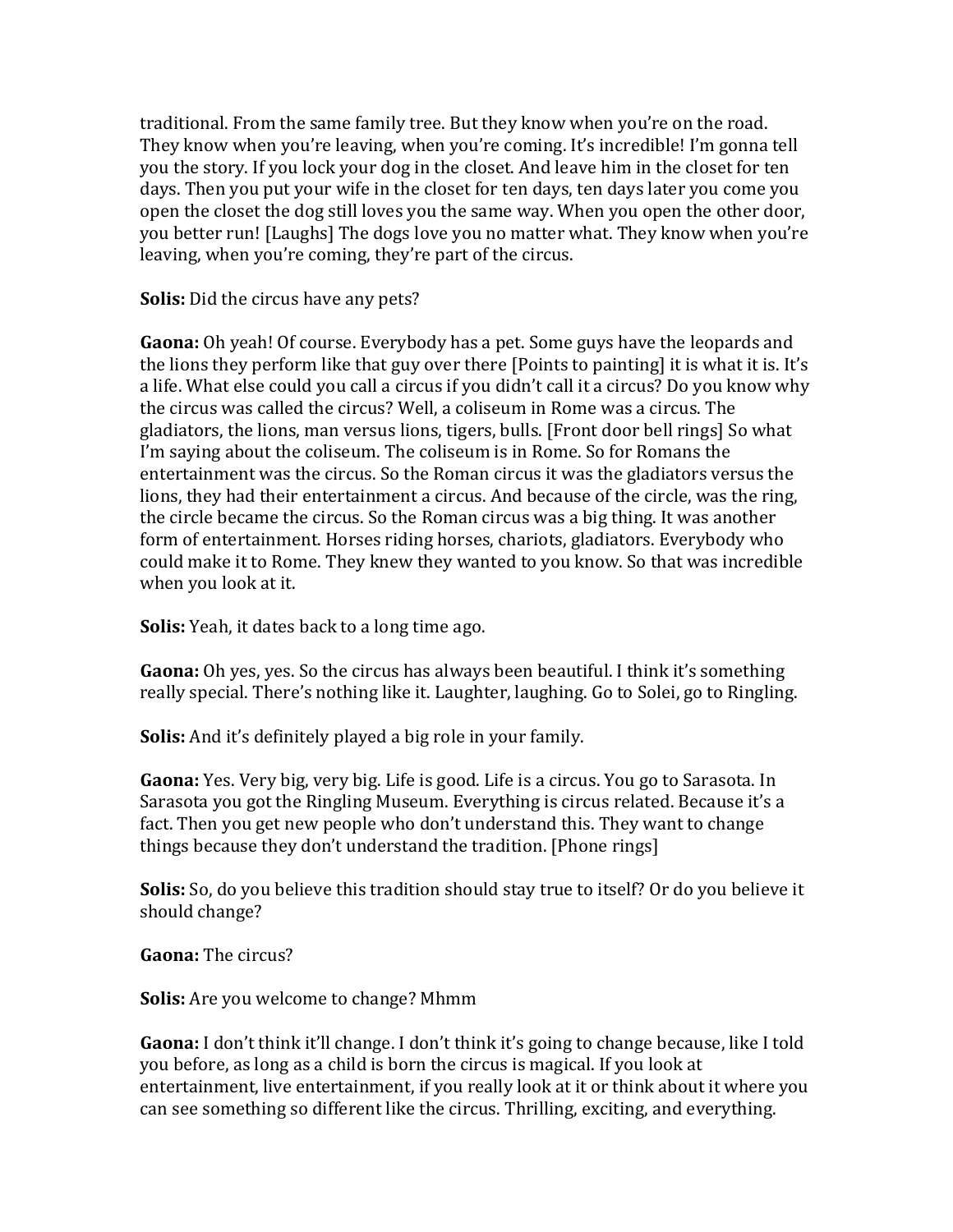traditional. From the same family tree. But they know when you're on the road. They know when you're leaving, when you're coming. It's incredible! I'm gonna tell you the story. If you lock your dog in the closet. And leave him in the closet for ten days. Then you put your wife in the closet for ten days, ten days later you come you open the closet the dog still loves you the same way. When you open the other door, you better run! [Laughs] The dogs love you no matter what. They know when you're leaving, when you're coming, they're part of the circus.

**Solis:** Did the circus have any pets?

**Gaona:** Oh yeah! Of course. Everybody has a pet. Some guys have the leopards and the lions they perform like that guy over there [Points to painting] it is what it is. It's a life. What else could you call a circus if you didn't call it a circus? Do you know why the circus was called the circus? Well, a coliseum in Rome was a circus. The gladiators, the lions, man versus lions, tigers, bulls. [Front door bell rings] So what I'm saying about the coliseum. The coliseum is in Rome. So for Romans the entertainment was the circus. So the Roman circus it was the gladiators versus the lions, they had their entertainment a circus. And because of the circle, was the ring, the circle became the circus. So the Roman circus was a big thing. It was another form of entertainment. Horses riding horses, chariots, gladiators. Everybody who could make it to Rome. They knew they wanted to you know. So that was incredible when you look at it.

**Solis:** Yeah, it dates back to a long time ago.

**Gaona:** Oh yes, yes. So the circus has always been beautiful. I think it's something really special. There's nothing like it. Laughter, laughing. Go to Solei, go to Ringling.

**Solis:** And it's definitely played a big role in your family.

**Gaona:** Yes. Very big, very big. Life is good. Life is a circus. You go to Sarasota. In Sarasota you got the Ringling Museum. Everything is circus related. Because it's a fact. Then you get new people who don't understand this. They want to change things because they don't understand the tradition. [Phone rings]

**Solis:** So, do you believe this tradition should stay true to itself? Or do you believe it should change?

**Gaona:** The circus?

**Solis:** Are you welcome to change? Mhmm

**Gaona:** I don't think it'll change. I don't think it's going to change because, like I told you before, as long as a child is born the circus is magical. If you look at entertainment, live entertainment, if you really look at it or think about it where you can see something so different like the circus. Thrilling, exciting, and everything.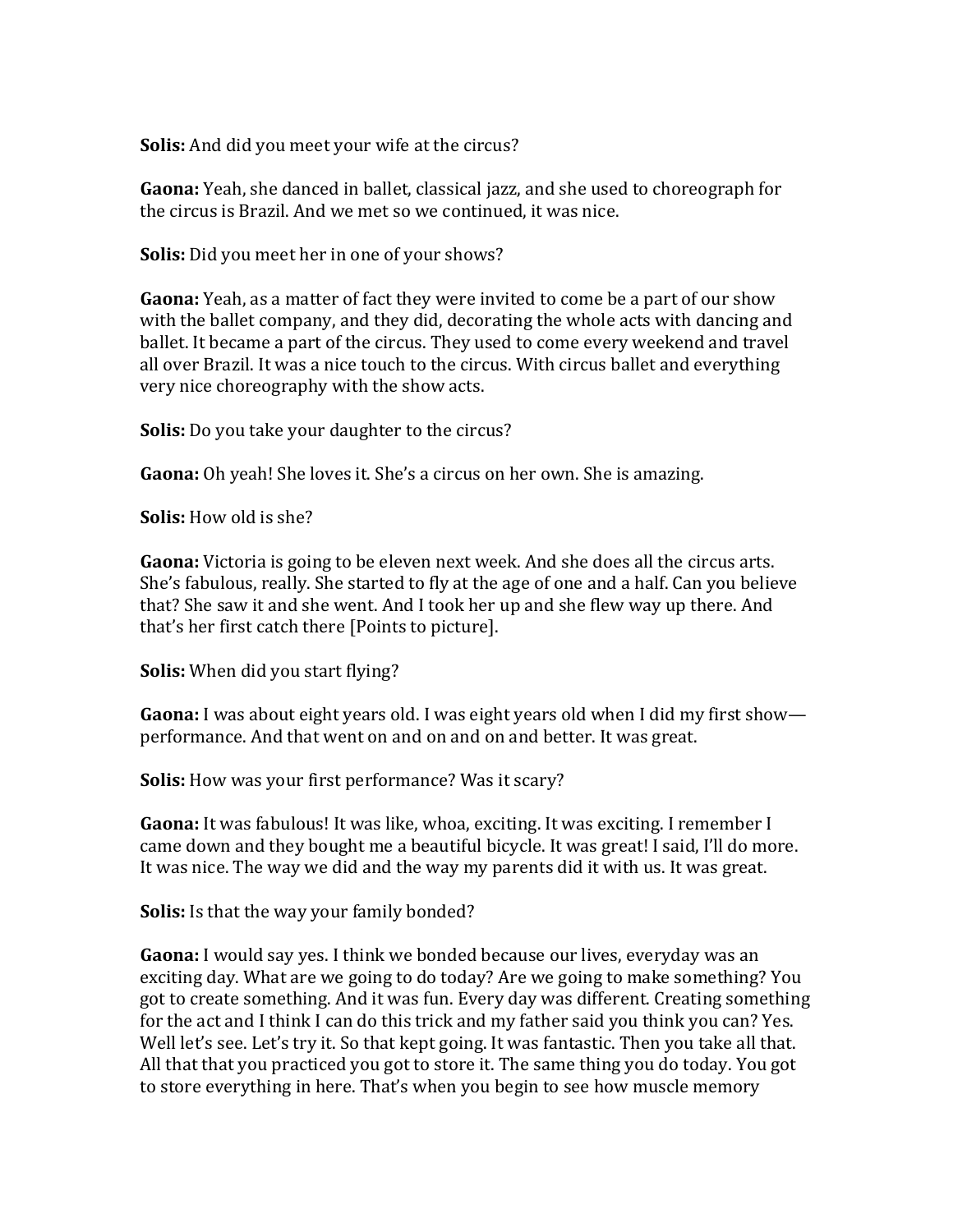**Solis:** And did you meet your wife at the circus?

**Gaona:** Yeah, she danced in ballet, classical jazz, and she used to choreograph for the circus is Brazil. And we met so we continued, it was nice.

**Solis:** Did you meet her in one of your shows?

**Gaona:** Yeah, as a matter of fact they were invited to come be a part of our show with the ballet company, and they did, decorating the whole acts with dancing and ballet. It became a part of the circus. They used to come every weekend and travel all over Brazil. It was a nice touch to the circus. With circus ballet and everything very nice choreography with the show acts.

**Solis:** Do you take your daughter to the circus?

**Gaona:** Oh yeah! She loves it. She's a circus on her own. She is amazing.

**Solis:** How old is she?

**Gaona:** Victoria is going to be eleven next week. And she does all the circus arts. She's fabulous, really. She started to fly at the age of one and a half. Can you believe that? She saw it and she went. And I took her up and she flew way up there. And that's her first catch there [Points to picture].

**Solis:** When did you start flying?

**Gaona:** I was about eight years old. I was eight years old when I did my first show—performance. And that went on and on and on and better. It was great.

**Solis:** How was your first performance? Was it scary?

**Gaona:** It was fabulous! It was like, whoa, exciting. It was exciting. I remember I came down and they bought me a beautiful bicycle. It was great! I said, I'll do more. It was nice. The way we did and the way my parents did it with us. It was great.

**Solis:** Is that the way your family bonded?

**Gaona:** I would say yes. I think we bonded because our lives, everyday was an exciting day. What are we going to do today? Are we going to make something? You got to create something. And it was fun. Every day was different. Creating something for the act and I think I can do this trick and my father said you think you can? Yes. Well let's see. Let's try it. So that kept going. It was fantastic. Then you take all that. All that that you practiced you got to store it. The same thing you do today. You got to store everything in here. That's when you begin to see how muscle memory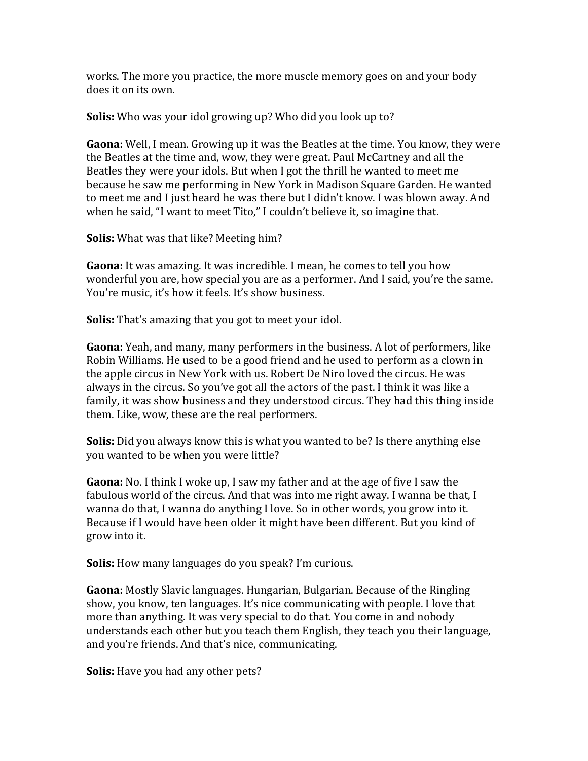works. The more you practice, the more muscle memory goes on and your body does it on its own.

**Solis:** Who was your idol growing up? Who did you look up to?

**Gaona:** Well, I mean. Growing up it was the Beatles at the time. You know, they were the Beatles at the time and, wow, they were great. Paul McCartney and all the Beatles they were your idols. But when I got the thrill he wanted to meet me because he saw me performing in New York in Madison Square Garden. He wanted to meet me and I just heard he was there but I didn't know. I was blown away. And when he said, "I want to meet Tito," I couldn't believe it, so imagine that.

**Solis:** What was that like? Meeting him?

**Gaona:** It was amazing. It was incredible. I mean, he comes to tell you how wonderful you are, how special you are as a performer. And I said, you're the same. You're music, it's how it feels. It's show business.

**Solis:** That's amazing that you got to meet your idol.

**Gaona:** Yeah, and many, many performers in the business. A lot of performers, like Robin Williams. He used to be a good friend and he used to perform as a clown in the apple circus in New York with us. Robert De Niro loved the circus. He was always in the circus. So you've got all the actors of the past. I think it was like a family, it was show business and they understood circus. They had this thing inside them. Like, wow, these are the real performers.

**Solis:** Did you always know this is what you wanted to be? Is there anything else you wanted to be when you were little?

**Gaona:** No. I think I woke up, I saw my father and at the age of five I saw the fabulous world of the circus. And that was into me right away. I wanna be that, I wanna do that, I wanna do anything I love. So in other words, you grow into it. Because if I would have been older it might have been different. But you kind of grow into it.

**Solis:** How many languages do you speak? I'm curious.

**Gaona:** Mostly Slavic languages. Hungarian, Bulgarian. Because of the Ringling show, you know, ten languages. It's nice communicating with people. I love that more than anything. It was very special to do that. You come in and nobody understands each other but you teach them English, they teach you their language, and you're friends. And that's nice, communicating.

**Solis:** Have you had any other pets?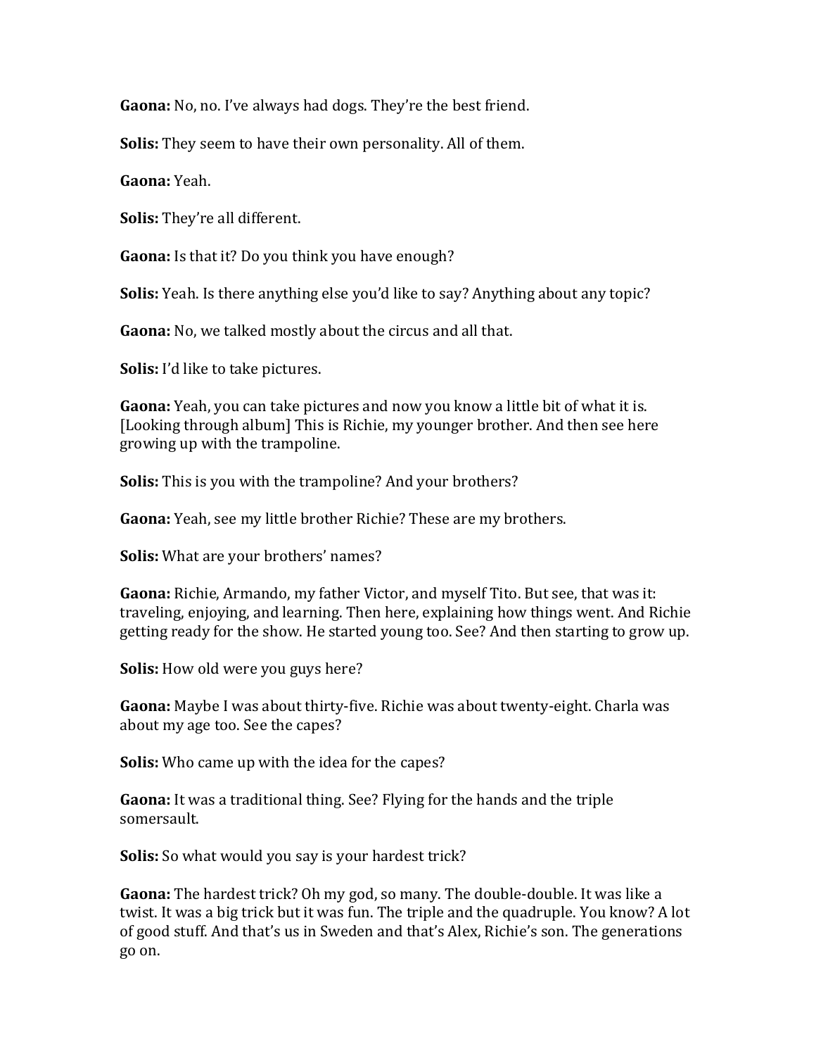**Gaona:** No, no. I've always had dogs. They're the best friend.

**Solis:** They seem to have their own personality. All of them.

**Gaona:** Yeah.

**Solis:** They're all different.

**Gaona:** Is that it? Do you think you have enough?

**Solis:** Yeah. Is there anything else you'd like to say? Anything about any topic?

**Gaona:** No, we talked mostly about the circus and all that.

**Solis:** I'd like to take pictures.

**Gaona:** Yeah, you can take pictures and now you know a little bit of what it is. [Looking through album] This is Richie, my younger brother. And then see here growing up with the trampoline.

**Solis:** This is you with the trampoline? And your brothers?

**Gaona:** Yeah, see my little brother Richie? These are my brothers.

**Solis:** What are your brothers' names?

**Gaona:** Richie, Armando, my father Victor, and myself Tito. But see, that was it: traveling, enjoying, and learning. Then here, explaining how things went. And Richie getting ready for the show. He started young too. See? And then starting to grow up.

**Solis:** How old were you guys here?

**Gaona:** Maybe I was about thirty-five. Richie was about twenty-eight. Charla was about my age too. See the capes?

**Solis:** Who came up with the idea for the capes?

**Gaona:** It was a traditional thing. See? Flying for the hands and the triple somersault.

**Solis:** So what would you say is your hardest trick?

**Gaona:** The hardest trick? Oh my god, so many. The double-double. It was like a twist. It was a big trick but it was fun. The triple and the quadruple. You know? A lot of good stuff. And that's us in Sweden and that's Alex, Richie's son. The generations go on.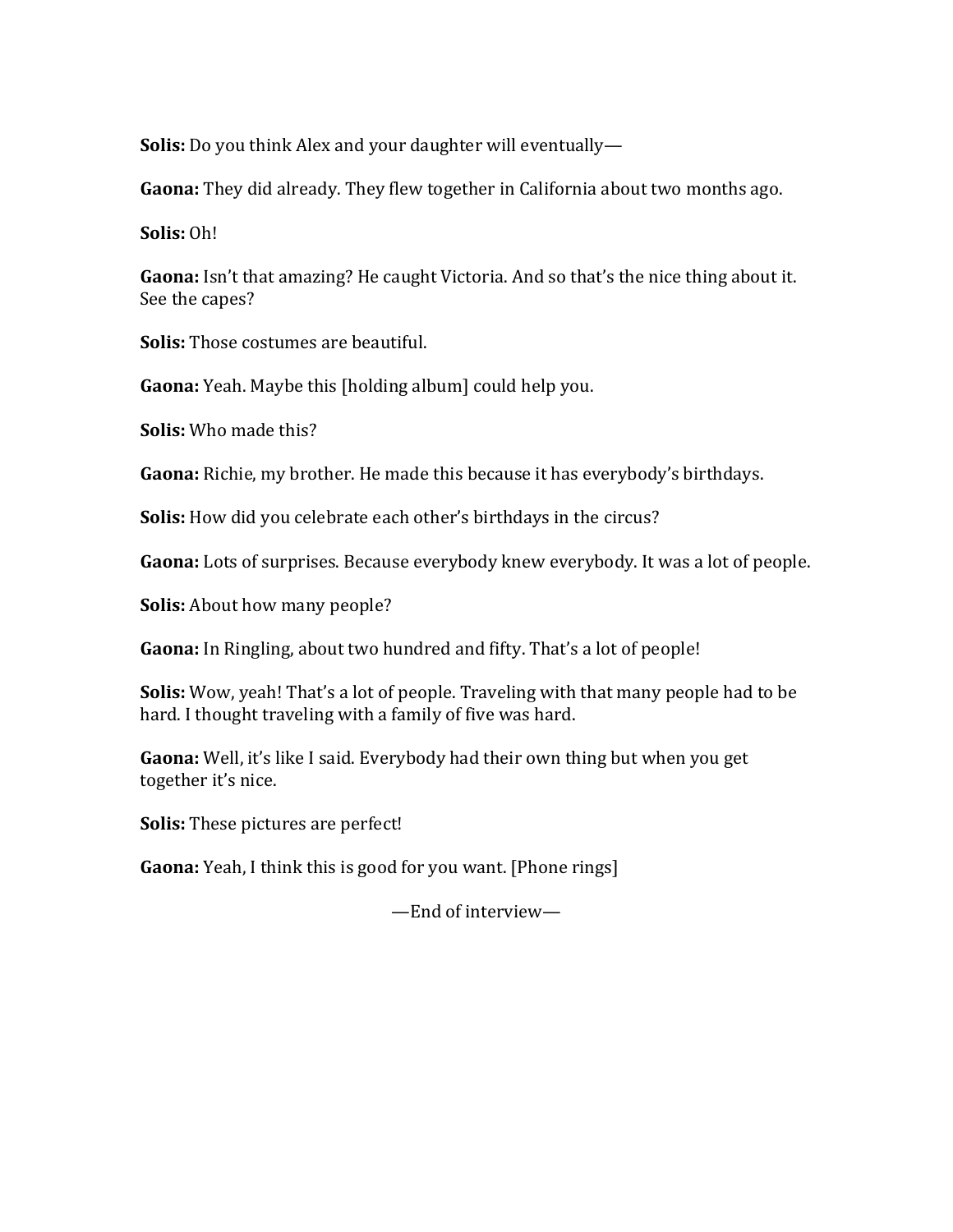**Solis:** Do you think Alex and your daughter will eventually—

**Gaona:** They did already. They flew together in California about two months ago.

**Solis:** Oh!

**Gaona:** Isn't that amazing? He caught Victoria. And so that's the nice thing about it. See the capes?

**Solis:** Those costumes are beautiful.

**Gaona:** Yeah. Maybe this [holding album] could help you.

**Solis:** Who made this?

**Gaona:** Richie, my brother. He made this because it has everybody's birthdays.

**Solis:** How did you celebrate each other's birthdays in the circus?

**Gaona:** Lots of surprises. Because everybody knew everybody. It was a lot of people.

**Solis:** About how many people?

**Gaona:** In Ringling, about two hundred and fifty. That's a lot of people!

**Solis:** Wow, yeah! That's a lot of people. Traveling with that many people had to be hard. I thought traveling with a family of five was hard.

**Gaona:** Well, it's like I said. Everybody had their own thing but when you get together it's nice.

**Solis:** These pictures are perfect!

**Gaona:** Yeah, I think this is good for you want. [Phone rings]

—End of interview—